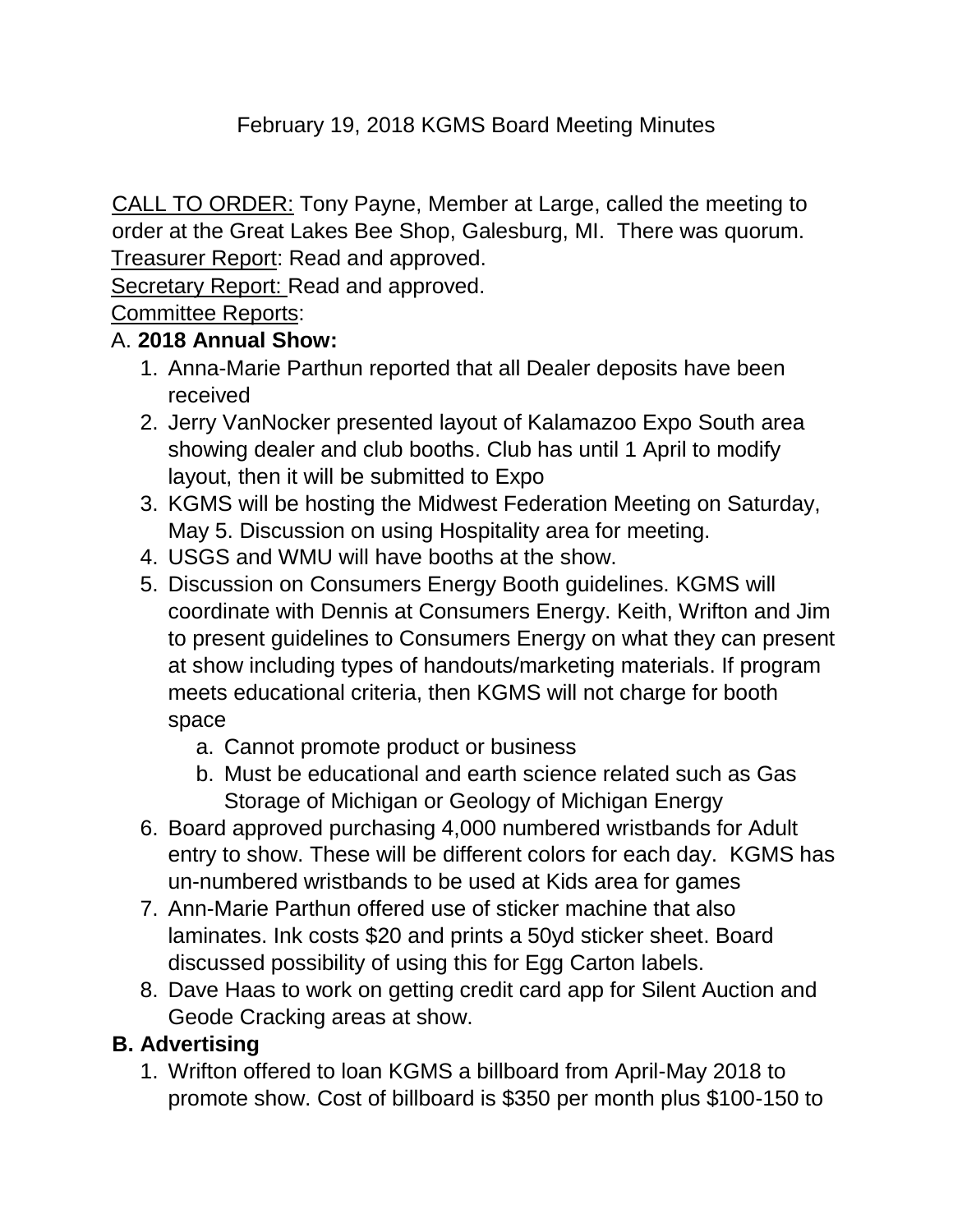# February 19, 2018 KGMS Board Meeting Minutes

CALL TO ORDER: Tony Payne, Member at Large, called the meeting to order at the Great Lakes Bee Shop, Galesburg, MI. There was quorum.
Treasurer Report: Read and approved.
Secretary Report: Read and approved.
Committee Reports:

A. **2018 Annual Show:**

1. Anna-Marie Parthun reported that all Dealer deposits have been received
2. Jerry VanNocker presented layout of Kalamazoo Expo South area showing dealer and club booths. Club has until 1 April to modify layout, then it will be submitted to Expo
3. KGMS will be hosting the Midwest Federation Meeting on Saturday, May 5. Discussion on using Hospitality area for meeting.
4. USGS and WMU will have booths at the show.
5. Discussion on Consumers Energy Booth guidelines. KGMS will coordinate with Dennis at Consumers Energy. Keith, Wrifton and Jim to present guidelines to Consumers Energy on what they can present at show including types of handouts/marketing materials. If program meets educational criteria, then KGMS will not charge for booth space
   a. Cannot promote product or business
   b. Must be educational and earth science related such as Gas Storage of Michigan or Geology of Michigan Energy
6. Board approved purchasing 4,000 numbered wristbands for Adult entry to show. These will be different colors for each day. KGMS has un-numbered wristbands to be used at Kids area for games
7. Ann-Marie Parthun offered use of sticker machine that also laminates. Ink costs $20 and prints a 50yd sticker sheet. Board discussed possibility of using this for Egg Carton labels.
8. Dave Haas to work on getting credit card app for Silent Auction and Geode Cracking areas at show.

**B. Advertising**

1. Wrifton offered to loan KGMS a billboard from April-May 2018 to promote show. Cost of billboard is $350 per month plus $100-150 to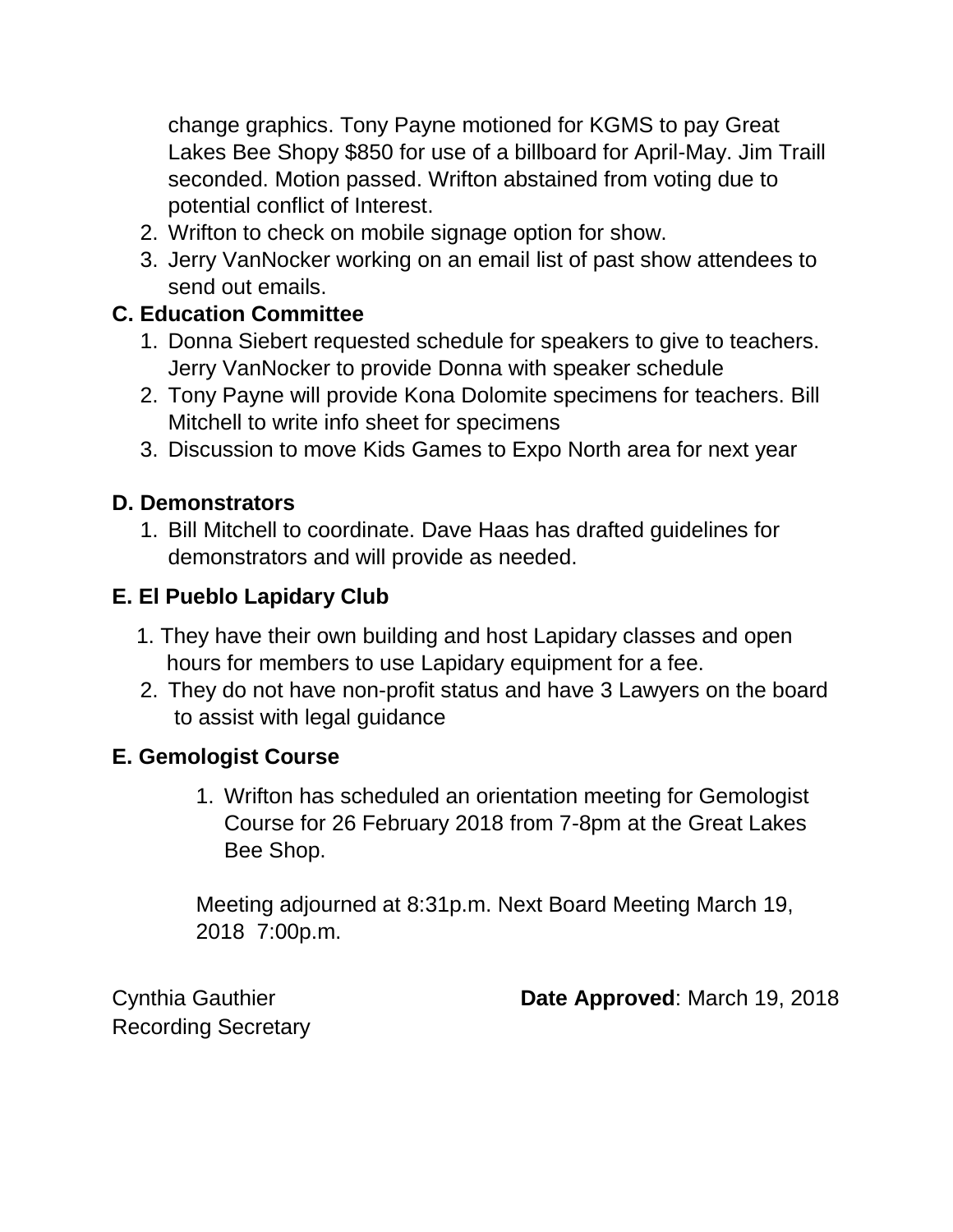change graphics. Tony Payne motioned for KGMS to pay Great Lakes Bee Shopy $850 for use of a billboard for April-May. Jim Traill seconded. Motion passed. Wrifton abstained from voting due to potential conflict of Interest.

2. Wrifton to check on mobile signage option for show.
3. Jerry VanNocker working on an email list of past show attendees to send out emails.

**C. Education Committee**

1. Donna Siebert requested schedule for speakers to give to teachers. Jerry VanNocker to provide Donna with speaker schedule
2. Tony Payne will provide Kona Dolomite specimens for teachers. Bill Mitchell to write info sheet for specimens
3. Discussion to move Kids Games to Expo North area for next year

**D. Demonstrators**

1. Bill Mitchell to coordinate. Dave Haas has drafted guidelines for demonstrators and will provide as needed.

**E. El Pueblo Lapidary Club**

1. They have their own building and host Lapidary classes and open hours for members to use Lapidary equipment for a fee.
2. They do not have non-profit status and have 3 Lawyers on the board to assist with legal guidance

**E. Gemologist Course**

1. Wrifton has scheduled an orientation meeting for Gemologist Course for 26 February 2018 from 7-8pm at the Great Lakes Bee Shop.

Meeting adjourned at 8:31p.m. Next Board Meeting March 19, 2018 7:00p.m.

Cynthia Gauthier
Recording Secretary

**Date Approved**: March 19, 2018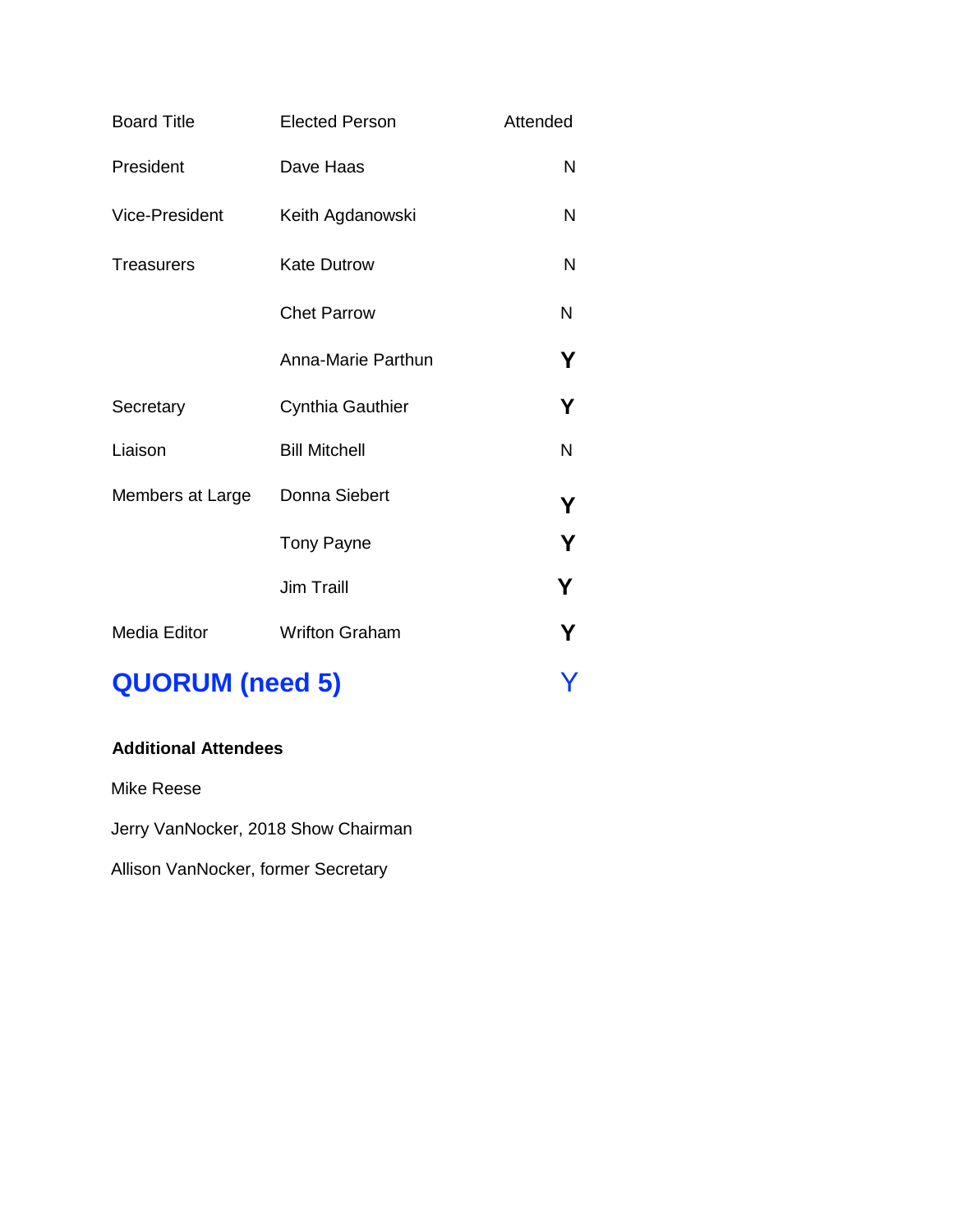| Board Title | Elected Person | Attended |
|---|---|---|
| President | Dave Haas | N |
| Vice-President | Keith Agdanowski | N |
| Treasurers | Kate Dutrow | N |
| | Chet Parrow | N |
| | Anna-Marie Parthun | **Y** |
| Secretary | Cynthia Gauthier | **Y** |
| Liaison | Bill Mitchell | N |
| Members at Large | Donna Siebert | **Y** |
| | Tony Payne | **Y** |
| | Jim Traill | **Y** |
| Media Editor | Wrifton Graham | **Y** |
| **QUORUM (need 5)** | | Y |

**Additional Attendees**

Mike Reese

Jerry VanNocker, 2018 Show Chairman

Allison VanNocker, former Secretary